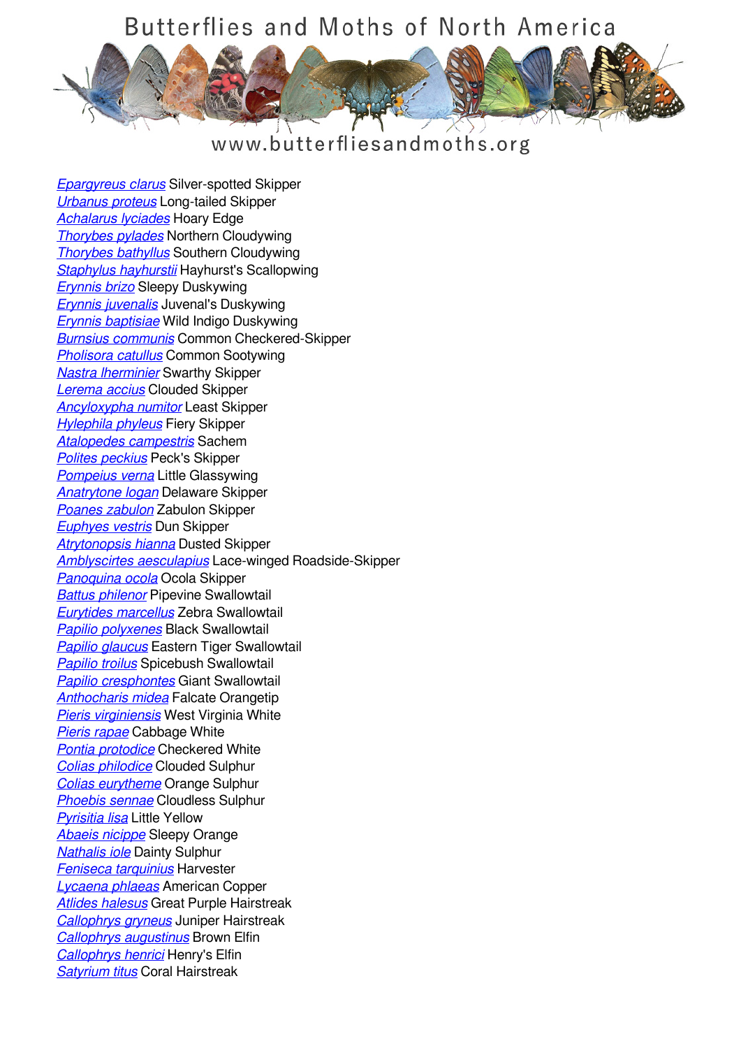# Butterflies and Moths of North America

www.butterfliesandmoths.org

*Epargyreus clarus* Silver-spotted Skipper
*Urbanus proteus* Long-tailed Skipper
*Achalarus lyciades* Hoary Edge
*Thorybes pylades* Northern Cloudywing
*Thorybes bathyllus* Southern Cloudywing
*Staphylus hayhurstii* Hayhurst's Scallopwing
*Erynnis brizo* Sleepy Duskywing
*Erynnis juvenalis* Juvenal's Duskywing
*Erynnis baptisiae* Wild Indigo Duskywing
*Burnsius communis* Common Checkered-Skipper
*Pholisora catullus* Common Sootywing
*Nastra lherminier* Swarthy Skipper
*Lerema accius* Clouded Skipper
*Ancyloxypha numitor* Least Skipper
*Hylephila phyleus* Fiery Skipper
*Atalopedes campestris* Sachem
*Polites peckius* Peck's Skipper
*Pompeius verna* Little Glassywing
*Anatrytone logan* Delaware Skipper
*Poanes zabulon* Zabulon Skipper
*Euphyes vestris* Dun Skipper
*Atrytonopsis hianna* Dusted Skipper
*Amblyscirtes aesculapius* Lace-winged Roadside-Skipper
*Panoquina ocola* Ocola Skipper
*Battus philenor* Pipevine Swallowtail
*Eurytides marcellus* Zebra Swallowtail
*Papilio polyxenes* Black Swallowtail
*Papilio glaucus* Eastern Tiger Swallowtail
*Papilio troilus* Spicebush Swallowtail
*Papilio cresphontes* Giant Swallowtail
*Anthocharis midea* Falcate Orangetip
*Pieris virginiensis* West Virginia White
*Pieris rapae* Cabbage White
*Pontia protodice* Checkered White
*Colias philodice* Clouded Sulphur
*Colias eurytheme* Orange Sulphur
*Phoebis sennae* Cloudless Sulphur
*Pyrisitia lisa* Little Yellow
*Abaeis nicippe* Sleepy Orange
*Nathalis iole* Dainty Sulphur
*Feniseca tarquinius* Harvester
*Lycaena phlaeas* American Copper
*Atlides halesus* Great Purple Hairstreak
*Callophrys gryneus* Juniper Hairstreak
*Callophrys augustinus* Brown Elfin
*Callophrys henrici* Henry's Elfin
*Satyrium titus* Coral Hairstreak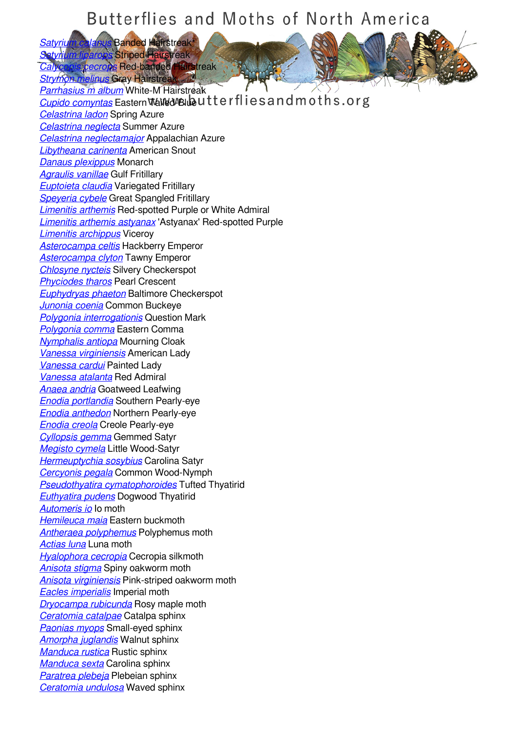*Satyrium calanus* Banded Hairstreak
*Satyrium liparops* Striped Hairstreak
*Calycopis cecrops* Red-banded Hairstreak
*Strymon melinus* Gray Hairstreak
*Parrhasius m album* White-M Hairstreak
*Cupido comyntas* Eastern Tailed-Blue
*Celastrina ladon* Spring Azure
*Celastrina neglecta* Summer Azure
*Celastrina neglectamajor* Appalachian Azure
*Libytheana carinenta* American Snout
*Danaus plexippus* Monarch
*Agraulis vanillae* Gulf Fritillary
*Euptoieta claudia* Variegated Fritillary
*Speyeria cybele* Great Spangled Fritillary
*Limenitis arthemis* Red-spotted Purple or White Admiral
*Limenitis arthemis astyanax* 'Astyanax' Red-spotted Purple
*Limenitis archippus* Viceroy
*Asterocampa celtis* Hackberry Emperor
*Asterocampa clyton* Tawny Emperor
*Chlosyne nycteis* Silvery Checkerspot
*Phyciodes tharos* Pearl Crescent
*Euphydryas phaeton* Baltimore Checkerspot
*Junonia coenia* Common Buckeye
*Polygonia interrogationis* Question Mark
*Polygonia comma* Eastern Comma
*Nymphalis antiopa* Mourning Cloak
*Vanessa virginiensis* American Lady
*Vanessa cardui* Painted Lady
*Vanessa atalanta* Red Admiral
*Anaea andria* Goatweed Leafwing
*Enodia portlandia* Southern Pearly-eye
*Enodia anthedon* Northern Pearly-eye
*Enodia creola* Creole Pearly-eye
*Cyllopsis gemma* Gemmed Satyr
*Megisto cymela* Little Wood-Satyr
*Hermeuptychia sosybius* Carolina Satyr
*Cercyonis pegala* Common Wood-Nymph
*Pseudothyatira cymatophoroides* Tufted Thyatirid
*Euthyatira pudens* Dogwood Thyatirid
*Automeris io* Io moth
*Hemileuca maia* Eastern buckmoth
*Antheraea polyphemus* Polyphemus moth
*Actias luna* Luna moth
*Hyalophora cecropia* Cecropia silkmoth
*Anisota stigma* Spiny oakworm moth
*Anisota virginiensis* Pink-striped oakworm moth
*Eacles imperialis* Imperial moth
*Dryocampa rubicunda* Rosy maple moth
*Ceratomia catalpae* Catalpa sphinx
*Paonias myops* Small-eyed sphinx
*Amorpha juglandis* Walnut sphinx
*Manduca rustica* Rustic sphinx
*Manduca sexta* Carolina sphinx
*Paratrea plebeja* Plebeian sphinx
*Ceratomia undulosa* Waved sphinx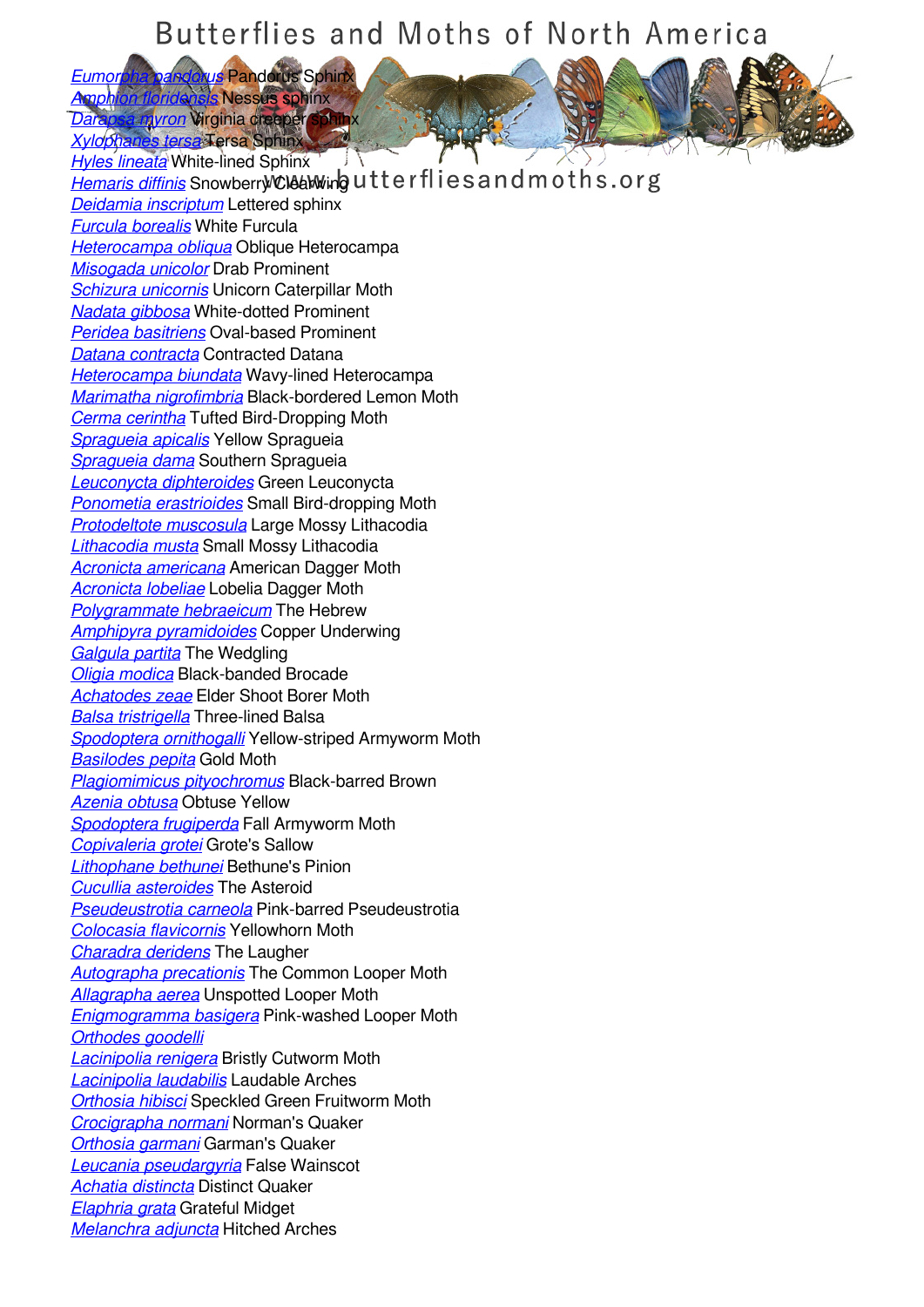*Eumorpha pandorus* Pandorus Sphinx
*Amphion floridensis* Nessus sphinx
*Darapsa myron* Virginia creeper Sphinx
*Xylophanes tersa* Tersa Sphinx
*Hyles lineata* White-lined Sphinx
*Hemaris diffinis* Snowberry Clearwing
*Deidamia inscriptum* Lettered sphinx
*Furcula borealis* White Furcula
*Heterocampa obliqua* Oblique Heterocampa
*Misogada unicolor* Drab Prominent
*Schizura unicornis* Unicorn Caterpillar Moth
*Nadata gibbosa* White-dotted Prominent
*Peridea basitriens* Oval-based Prominent
*Datana contracta* Contracted Datana
*Heterocampa biundata* Wavy-lined Heterocampa
*Marimatha nigrofimbria* Black-bordered Lemon Moth
*Cerma cerintha* Tufted Bird-Dropping Moth
*Spragueia apicalis* Yellow Spragueia
*Spragueia dama* Southern Spragueia
*Leuconycta diphteroides* Green Leuconycta
*Ponometia erastrioides* Small Bird-dropping Moth
*Protodeltote muscosula* Large Mossy Lithacodia
*Lithacodia musta* Small Mossy Lithacodia
*Acronicta americana* American Dagger Moth
*Acronicta lobeliae* Lobelia Dagger Moth
*Polygrammate hebraeicum* The Hebrew
*Amphipyra pyramidoides* Copper Underwing
*Galgula partita* The Wedgling
*Oligia modica* Black-banded Brocade
*Achatodes zeae* Elder Shoot Borer Moth
*Balsa tristrigella* Three-lined Balsa
*Spodoptera ornithogalli* Yellow-striped Armyworm Moth
*Basilodes pepita* Gold Moth
*Plagiomimicus pityochromus* Black-barred Brown
*Azenia obtusa* Obtuse Yellow
*Spodoptera frugiperda* Fall Armyworm Moth
*Copivaleria grotei* Grote's Sallow
*Lithophane bethunei* Bethune's Pinion
*Cucullia asteroides* The Asteroid
*Pseudeustrotia carneola* Pink-barred Pseudeustrotia
*Colocasia flavicornis* Yellowhorn Moth
*Charadra deridens* The Laugher
*Autographa precationis* The Common Looper Moth
*Allagrapha aerea* Unspotted Looper Moth
*Enigmogramma basigera* Pink-washed Looper Moth
*Orthodes goodelli*
*Lacinipolia renigera* Bristly Cutworm Moth
*Lacinipolia laudabilis* Laudable Arches
*Orthosia hibisci* Speckled Green Fruitworm Moth
*Crocigrapha normani* Norman's Quaker
*Orthosia garmani* Garman's Quaker
*Leucania pseudargyria* False Wainscot
*Achatia distincta* Distinct Quaker
*Elaphria grata* Grateful Midget
*Melanchra adjuncta* Hitched Arches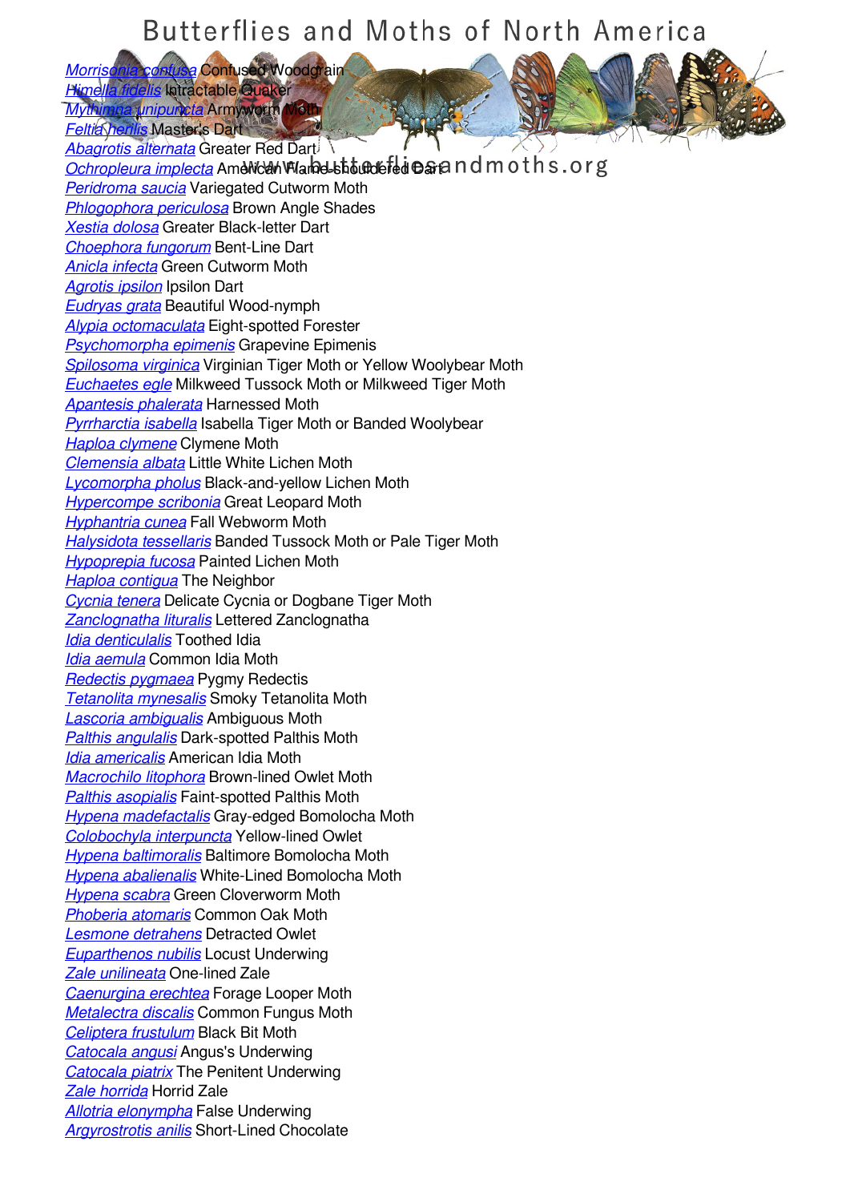*Morrisonia confusa* Confused Woodgrain
*Himella fidelis* Intractable Quaker
*Mythimna unipuncta* Armyworm Moth
*Feltia herilis* Master's Dart
*Abagrotis alternata* Greater Red Dart
*Ochropleura implecta* American Flame-shouldered Dart
*Peridroma saucia* Variegated Cutworm Moth
*Phlogophora periculosa* Brown Angle Shades
*Xestia dolosa* Greater Black-letter Dart
*Choephora fungorum* Bent-Line Dart
*Anicla infecta* Green Cutworm Moth
*Agrotis ipsilon* Ipsilon Dart
*Eudryas grata* Beautiful Wood-nymph
*Alypia octomaculata* Eight-spotted Forester
*Psychomorpha epimenis* Grapevine Epimenis
*Spilosoma virginica* Virginian Tiger Moth or Yellow Woolybear Moth
*Euchaetes egle* Milkweed Tussock Moth or Milkweed Tiger Moth
*Apantesis phalerata* Harnessed Moth
*Pyrrharctia isabella* Isabella Tiger Moth or Banded Woolybear
*Haploa clymene* Clymene Moth
*Clemensia albata* Little White Lichen Moth
*Lycomorpha pholus* Black-and-yellow Lichen Moth
*Hypercompe scribonia* Great Leopard Moth
*Hyphantria cunea* Fall Webworm Moth
*Halysidota tessellaris* Banded Tussock Moth or Pale Tiger Moth
*Hypoprepia fucosa* Painted Lichen Moth
*Haploa contigua* The Neighbor
*Cycnia tenera* Delicate Cycnia or Dogbane Tiger Moth
*Zanclognatha lituralis* Lettered Zanclognatha
*Idia denticulalis* Toothed Idia
*Idia aemula* Common Idia Moth
*Redectis pygmaea* Pygmy Redectis
*Tetanolita mynesalis* Smoky Tetanolita Moth
*Lascoria ambigualis* Ambiguous Moth
*Palthis angulalis* Dark-spotted Palthis Moth
*Idia americalis* American Idia Moth
*Macrochilo litophora* Brown-lined Owlet Moth
*Palthis asopialis* Faint-spotted Palthis Moth
*Hypena madefactalis* Gray-edged Bomolocha Moth
*Colobochyla interpuncta* Yellow-lined Owlet
*Hypena baltimoralis* Baltimore Bomolocha Moth
*Hypena abalienalis* White-Lined Bomolocha Moth
*Hypena scabra* Green Cloverworm Moth
*Phoberia atomaris* Common Oak Moth
*Lesmone detrahens* Detracted Owlet
*Euparthenos nubilis* Locust Underwing
*Zale unilineata* One-lined Zale
*Caenurgina erechtea* Forage Looper Moth
*Metalectra discalis* Common Fungus Moth
*Celiptera frustulum* Black Bit Moth
*Catocala angusi* Angus's Underwing
*Catocala piatrix* The Penitent Underwing
*Zale horrida* Horrid Zale
*Allotria elonympha* False Underwing
*Argyrostrotis anilis* Short-Lined Chocolate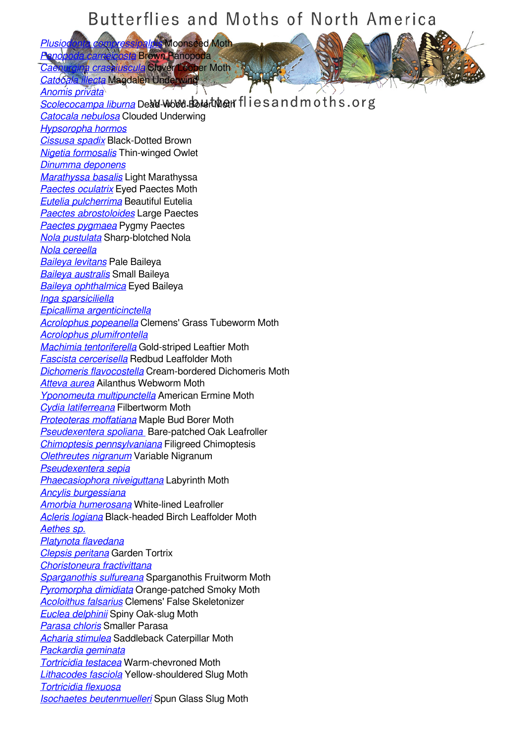*Plusiodonta compressipalpis* Moonseed Moth
*Panopoda carneicosta* Brown Panopoda
*Caenurgina crassiuscula* Clover Looper Moth
*Catocala illecta* Magdalen Underwing
*Anomis privata*
*Scolecocampa liburna* Dead-wood Borer Moth
*Catocala nebulosa* Clouded Underwing
*Hypsoropha hormos*
*Cissusa spadix* Black-Dotted Brown
*Nigetia formosalis* Thin-winged Owlet
*Dinumma deponens*
*Marathyssa basalis* Light Marathyssa
*Paectes oculatrix* Eyed Paectes Moth
*Eutelia pulcherrima* Beautiful Eutelia
*Paectes abrostoloides* Large Paectes
*Paectes pygmaea* Pygmy Paectes
*Nola pustulata* Sharp-blotched Nola
*Nola cereella*
*Baileya levitans* Pale Baileya
*Baileya australis* Small Baileya
*Baileya ophthalmica* Eyed Baileya
*Inga sparsiciliella*
*Epicallima argenticinctella*
*Acrolophus popeanella* Clemens' Grass Tubeworm Moth
*Acrolophus plumifrontella*
*Machimia tentoriferella* Gold-striped Leaftier Moth
*Fascista cercerisella* Redbud Leaffolder Moth
*Dichomeris flavocostella* Cream-bordered Dichomeris Moth
*Atteva aurea* Ailanthus Webworm Moth
*Yponomeuta multipunctella* American Ermine Moth
*Cydia latiferreana* Filbertworm Moth
*Proteoteras moffatiana* Maple Bud Borer Moth
*Pseudexentera spoliana* Bare-patched Oak Leafroller
*Chimoptesis pennsylvaniana* Filigreed Chimoptesis
*Olethreutes nigranum* Variable Nigranum
*Pseudexentera sepia*
*Phaecasiophora niveiguttana* Labyrinth Moth
*Ancylis burgessiana*
*Amorbia humerosana* White-lined Leafroller
*Acleris logiana* Black-headed Birch Leaffolder Moth
*Aethes sp.*
*Platynota flavedana*
*Clepsis peritana* Garden Tortrix
*Choristoneura fractivittana*
*Sparganothis sulfureana* Sparganothis Fruitworm Moth
*Pyromorpha dimidiata* Orange-patched Smoky Moth
*Acoloithus falsarius* Clemens' False Skeletonizer
*Euclea delphinii* Spiny Oak-slug Moth
*Parasa chloris* Smaller Parasa
*Acharia stimulea* Saddleback Caterpillar Moth
*Packardia geminata*
*Tortricidia testacea* Warm-chevroned Moth
*Lithacodes fasciola* Yellow-shouldered Slug Moth
*Tortricidia flexuosa*
*Isochaetes beutenmuelleri* Spun Glass Slug Moth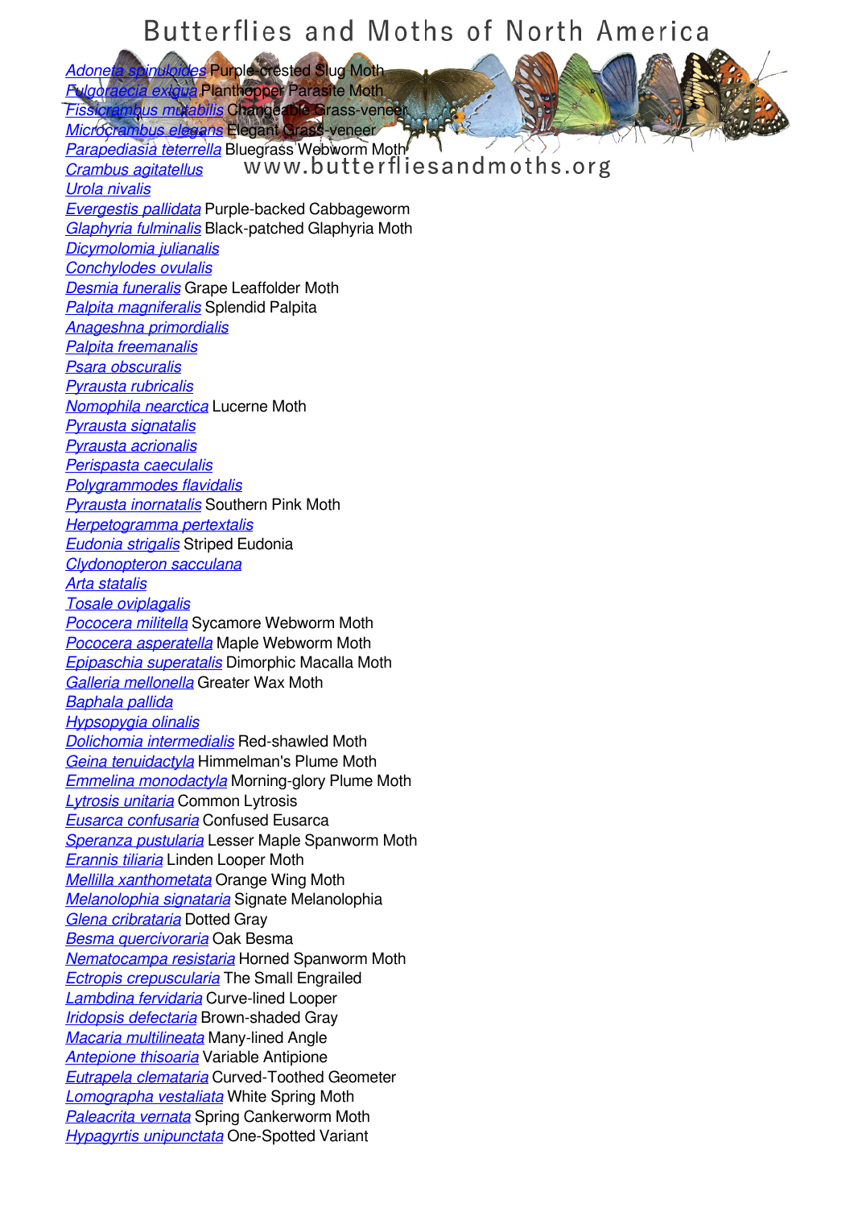Adoneta spinuloides Purple-crested Slug Moth
Fulgoraecia exigua Planthopper Parasite Moth
Fissicrambus mutabilis Changeable Grass-veneer
Microcrambus elegans Elegant Grass-veneer
Parapediasia teterrella Bluegrass Webworm Moth
Crambus agitatellus
Urola nivalis
Evergestis pallidata Purple-backed Cabbageworm
Glaphyria fulminalis Black-patched Glaphyria Moth
Dicymolomia julianalis
Conchylodes ovulalis
Desmia funeralis Grape Leaffolder Moth
Palpita magniferalis Splendid Palpita
Anageshna primordialis
Palpita freemanalis
Psara obscuralis
Pyrausta rubricalis
Nomophila nearctica Lucerne Moth
Pyrausta signatalis
Pyrausta acrionalis
Perispasta caeculalis
Polygrammodes flavidalis
Pyrausta inornatalis Southern Pink Moth
Herpetogramma pertextalis
Eudonia strigalis Striped Eudonia
Clydonopteron sacculana
Arta statalis
Tosale oviplagalis
Pococera militella Sycamore Webworm Moth
Pococera asperatella Maple Webworm Moth
Epipaschia superatalis Dimorphic Macalla Moth
Galleria mellonella Greater Wax Moth
Baphala pallida
Hypsopygia olinalis
Dolichomia intermedialis Red-shawled Moth
Geina tenuidactyla Himmelman's Plume Moth
Emmelina monodactyla Morning-glory Plume Moth
Lytrosis unitaria Common Lytrosis
Eusarca confusaria Confused Eusarca
Speranza pustularia Lesser Maple Spanworm Moth
Erannis tiliaria Linden Looper Moth
Mellilla xanthometata Orange Wing Moth
Melanolophia signataria Signate Melanolophia
Glena cribrataria Dotted Gray
Besma quercivoraria Oak Besma
Nematocampa resistaria Horned Spanworm Moth
Ectropis crepuscularia The Small Engrailed
Lambdina fervidaria Curve-lined Looper
Iridopsis defectaria Brown-shaded Gray
Macaria multilineata Many-lined Angle
Antepione thisoaria Variable Antipione
Eutrapela clemataria Curved-Toothed Geometer
Lomographa vestaliata White Spring Moth
Paleacrita vernata Spring Cankerworm Moth
Hypagyrtis unipunctata One-Spotted Variant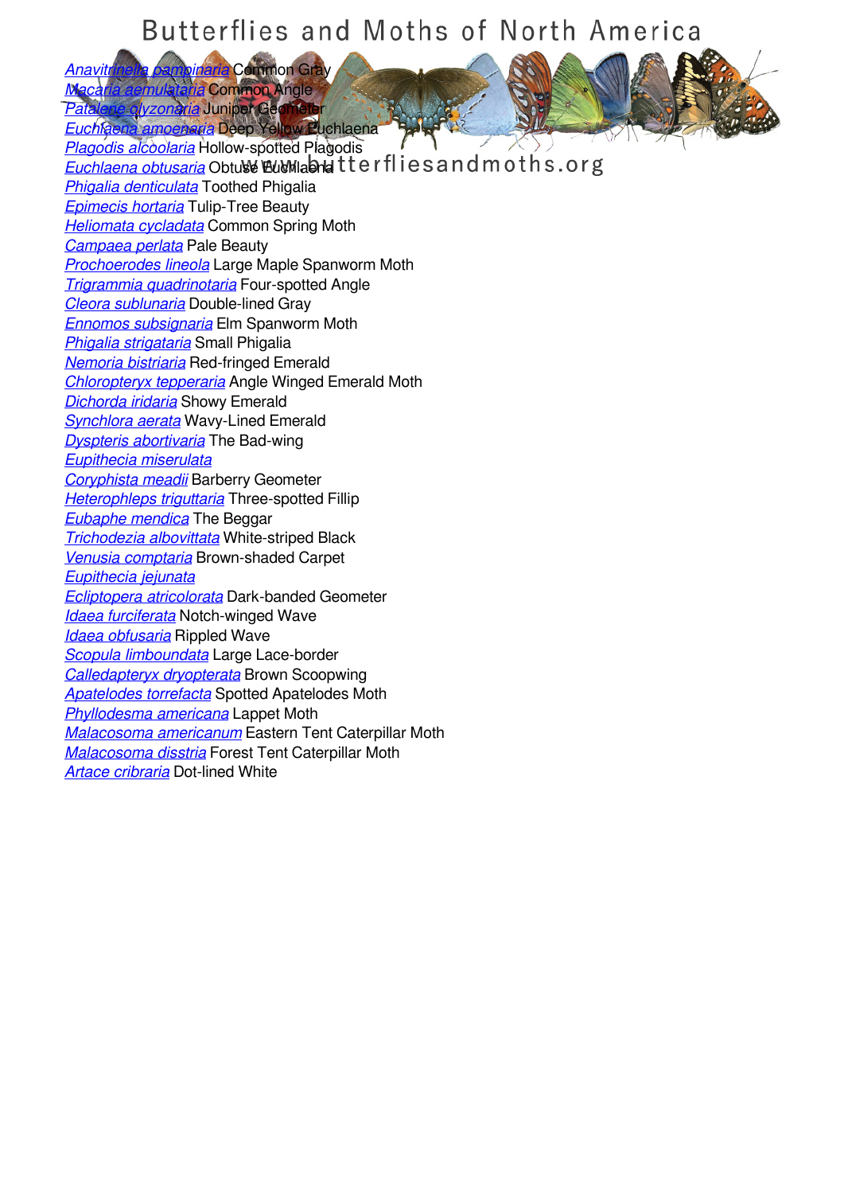*Anavitrinella pampinaria* Common Gray
*Macaria aemulataria* Common Angle
*Patalene olyzonaria* Juniper Geometer
*Euchlaena amoenaria* Deep Yellow Euchlaena
*Plagodis alcoolaria* Hollow-spotted Plagodis
*Euchlaena obtusaria* Obtuse Euchlaena
*Phigalia denticulata* Toothed Phigalia
*Epimecis hortaria* Tulip-Tree Beauty
*Heliomata cycladata* Common Spring Moth
*Campaea perlata* Pale Beauty
*Prochoerodes lineola* Large Maple Spanworm Moth
*Trigrammia quadrinotaria* Four-spotted Angle
*Cleora sublunaria* Double-lined Gray
*Ennomos subsignaria* Elm Spanworm Moth
*Phigalia strigataria* Small Phigalia
*Nemoria bistriaria* Red-fringed Emerald
*Chloropteryx tepperaria* Angle Winged Emerald Moth
*Dichorda iridaria* Showy Emerald
*Synchlora aerata* Wavy-Lined Emerald
*Dyspteris abortivaria* The Bad-wing
*Eupithecia miserulata*
*Coryphista meadii* Barberry Geometer
*Heterophleps triguttaria* Three-spotted Fillip
*Eubaphe mendica* The Beggar
*Trichodezia albovittata* White-striped Black
*Venusia comptaria* Brown-shaded Carpet
*Eupithecia jejunata*
*Ecliptopera atricolorata* Dark-banded Geometer
*Idaea furciferata* Notch-winged Wave
*Idaea obfusaria* Rippled Wave
*Scopula limboundata* Large Lace-border
*Calledapteryx dryopterata* Brown Scoopwing
*Apatelodes torrefacta* Spotted Apatelodes Moth
*Phyllodesma americana* Lappet Moth
*Malacosoma americanum* Eastern Tent Caterpillar Moth
*Malacosoma disstria* Forest Tent Caterpillar Moth
*Artace cribraria* Dot-lined White